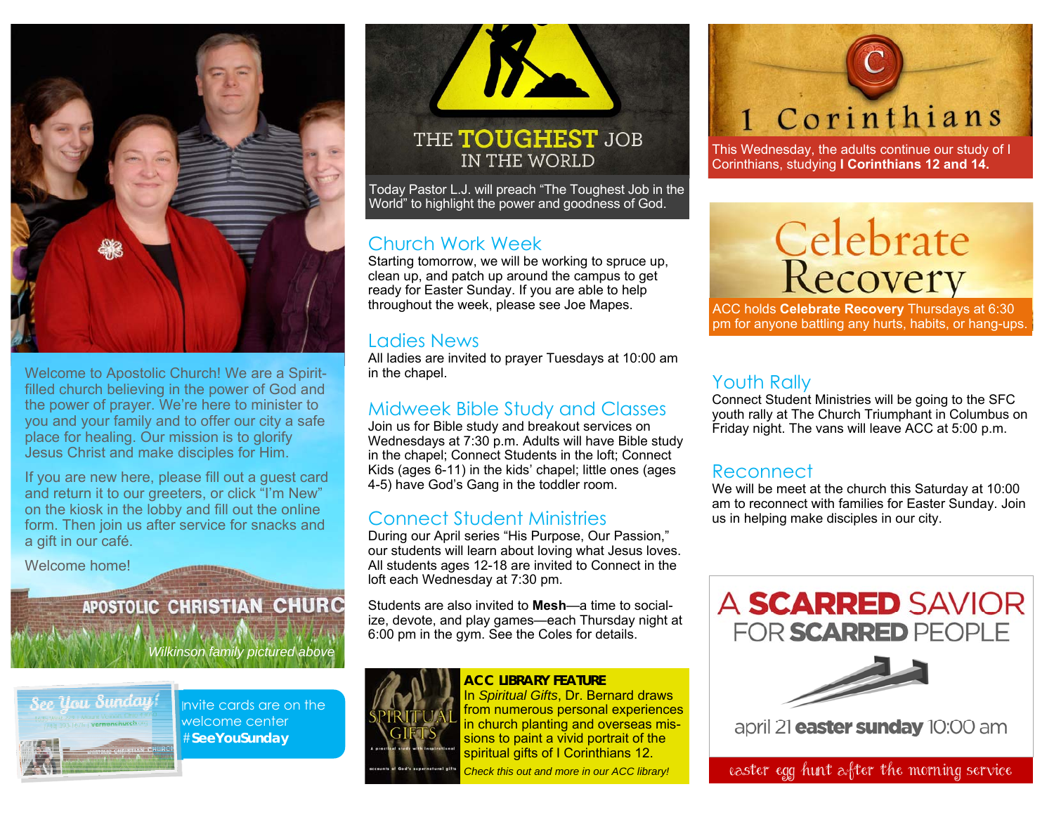Welcome to Apostolic Church! We are a Spirit-filled church believing in the power of God and the power of prayer. We're here to minister to you and your family and to offer our city a safe place for healing. Our mission is to glorify Jesus Christ and make disciples for Him.

If you are new here, please fill out a guest card and return it to our greeters, or click "I'm New" on the kiosk in the lobby and fill out the online form. Then join us after service for snacks and a gift in our café.

Welcome home!

APOSTOLIC CHRISTIAN CHURC

*Wilkinson family pictured above*

See You Sunday!

Invite cards are on the welcome center **#SeeYouSunday**

THE **TOUGHEST** JOB IN THE WORLD

Today Pastor L.J. will preach "The Toughest Job in the World" to highlight the power and goodness of God.

## Church Work Week

Starting tomorrow, we will be working to spruce up, clean up, and patch up around the campus to get ready for Easter Sunday. If you are able to help throughout the week, please see Joe Mapes.

## Ladies News

All ladies are invited to prayer Tuesdays at 10:00 am in the chapel.

## Midweek Bible Study and Classes

Join us for Bible study and breakout services on Wednesdays at 7:30 p.m. Adults will have Bible study in the chapel; Connect Students in the loft; Connect Kids (ages 6-11) in the kids' chapel; little ones (ages 4-5) have God's Gang in the toddler room.

## Connect Student Ministries

During our April series "His Purpose, Our Passion," our students will learn about loving what Jesus loves. All students ages 12-18 are invited to Connect in the loft each Wednesday at 7:30 pm.

Students are also invited to **Mesh**—a time to socialize, devote, and play games—each Thursday night at 6:00 pm in the gym. See the Coles for details.

**ACC LIBRARY FEATURE**

In *Spiritual Gifts*, Dr. Bernard draws from numerous personal experiences in church planting and overseas missions to paint a vivid portrait of the spiritual gifts of I Corinthians 12.

*Check this out and more in our ACC library!*

1 Corinthians

This Wednesday, the adults continue our study of I Corinthians, studying **I Corinthians 12 and 14.**

Celebrate Recovery

ACC holds **Celebrate Recovery** Thursdays at 6:30 pm for anyone battling any hurts, habits, or hang-ups.

## Youth Rally

Connect Student Ministries will be going to the SFC youth rally at The Church Triumphant in Columbus on Friday night. The vans will leave ACC at 5:00 p.m.

## Reconnect

We will be meet at the church this Saturday at 10:00 am to reconnect with families for Easter Sunday. Join us in helping make disciples in our city.

A **SCARRED** SAVIOR FOR **SCARRED** PEOPLE

april 21 **easter sunday** 10:00 am

easter egg hunt after the morning service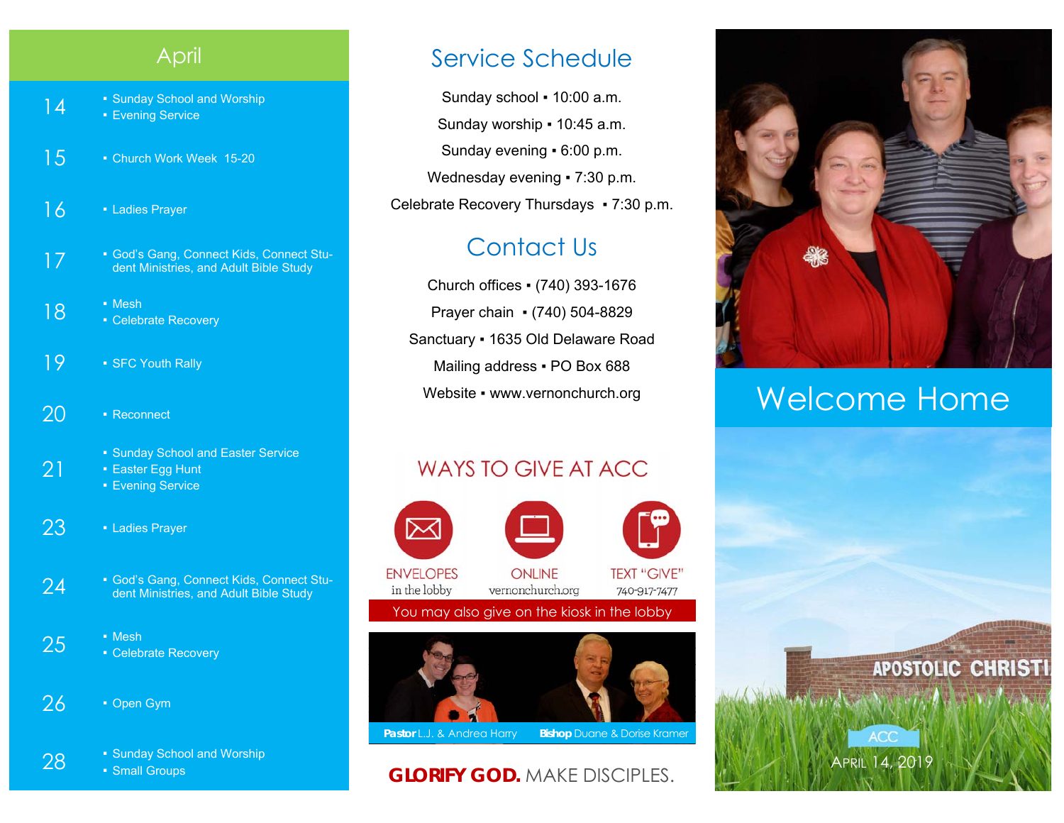## April

| | |
|---|---|
| 14 | ▪ Sunday School and Worship ▪ Evening Service |
| 15 | ▪ Church Work Week 15-20 |
| 16 | ▪ Ladies Prayer |
| 17 | ▪ God's Gang, Connect Kids, Connect Student Ministries, and Adult Bible Study |
| 18 | ▪ Mesh ▪ Celebrate Recovery |
| 19 | ▪ SFC Youth Rally |
| 20 | ▪ Reconnect |
| 21 | ▪ Sunday School and Easter Service ▪ Easter Egg Hunt ▪ Evening Service |
| 23 | ▪ Ladies Prayer |
| 24 | ▪ God's Gang, Connect Kids, Connect Student Ministries, and Adult Bible Study |
| 25 | ▪ Mesh ▪ Celebrate Recovery |
| 26 | ▪ Open Gym |
| 28 | ▪ Sunday School and Worship ▪ Small Groups |

## Service Schedule

Sunday school ▪ 10:00 a.m.

Sunday worship ▪ 10:45 a.m.

Sunday evening ▪ 6:00 p.m.

Wednesday evening ▪ 7:30 p.m.

Celebrate Recovery Thursdays ▪ 7:30 p.m.

## Contact Us

Church offices ▪ (740) 393-1676

Prayer chain ▪ (740) 504-8829

Sanctuary ▪ 1635 Old Delaware Road

Mailing address ▪ PO Box 688

Website ▪ www.vernonchurch.org

## WAYS TO GIVE AT ACC

ENVELOPES in the lobby

ONLINE vernonchurch.org

TEXT "GIVE" 740-917-7477

You may also give on the kiosk in the lobby

**Pastor** L.J. & Andrea Harry **Bishop** Duane & Dorise Kramer

**GLORIFY GOD.** MAKE DISCIPLES.

# Welcome Home

APOSTOLIC CHRISTI

ACC

APRIL 14, 2019